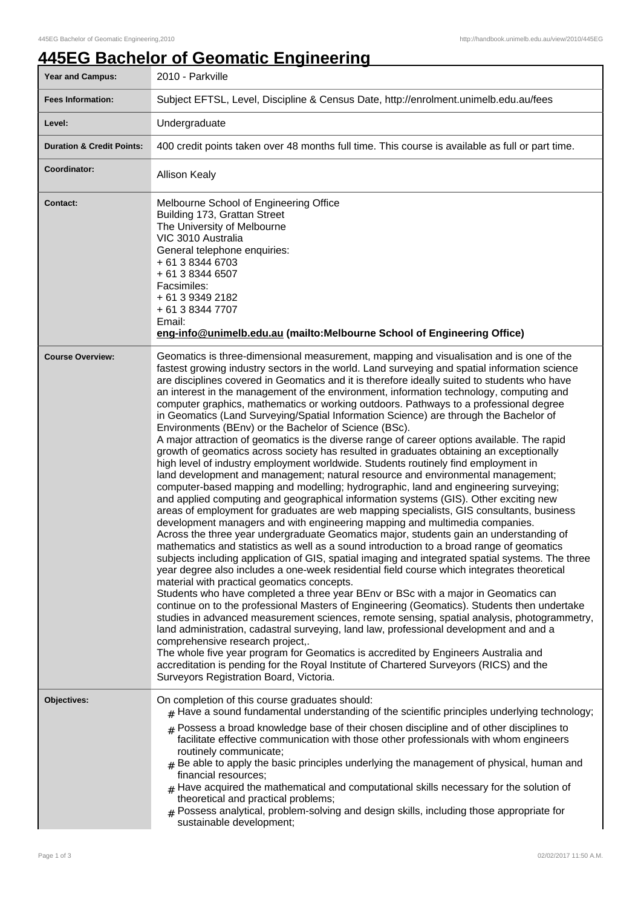# 445EG Bachelor of Geomatic Engineering

| | |
|---|---|
| **Year and Campus:** | 2010 - Parkville |
| **Fees Information:** | Subject EFTSL, Level, Discipline & Census Date, http://enrolment.unimelb.edu.au/fees |
| **Level:** | Undergraduate |
| **Duration & Credit Points:** | 400 credit points taken over 48 months full time. This course is available as full or part time. |
| **Coordinator:** | Allison Kealy |
| **Contact:** | Melbourne School of Engineering Office<br>Building 173, Grattan Street<br>The University of Melbourne<br>VIC 3010 Australia<br>General telephone enquiries:<br>+ 61 3 8344 6703<br>+ 61 3 8344 6507<br>Facsimiles:<br>+ 61 3 9349 2182<br>+ 61 3 8344 7707<br>Email:<br>**eng-info@unimelb.edu.au (mailto:Melbourne School of Engineering Office)** |
| **Course Overview:** | Geomatics is three-dimensional measurement, mapping and visualisation and is one of the fastest growing industry sectors in the world. Land surveying and spatial information science are disciplines covered in Geomatics and it is therefore ideally suited to students who have an interest in the management of the environment, information technology, computing and computer graphics, mathematics or working outdoors. Pathways to a professional degree in Geomatics (Land Surveying/Spatial Information Science) are through the Bachelor of Environments (BEnv) or the Bachelor of Science (BSc).<br>A major attraction of geomatics is the diverse range of career options available. The rapid growth of geomatics across society has resulted in graduates obtaining an exceptionally high level of industry employment worldwide. Students routinely find employment in land development and management; natural resource and environmental management; computer-based mapping and modelling; hydrographic, land and engineering surveying; and applied computing and geographical information systems (GIS). Other exciting new areas of employment for graduates are web mapping specialists, GIS consultants, business development managers and with engineering mapping and multimedia companies.<br>Across the three year undergraduate Geomatics major, students gain an understanding of mathematics and statistics as well as a sound introduction to a broad range of geomatics subjects including application of GIS, spatial imaging and integrated spatial systems. The three year degree also includes a one-week residential field course which integrates theoretical material with practical geomatics concepts.<br>Students who have completed a three year BEnv or BSc with a major in Geomatics can continue on to the professional Masters of Engineering (Geomatics). Students then undertake studies in advanced measurement sciences, remote sensing, spatial analysis, photogrammetry, land administration, cadastral surveying, land law, professional development and and a comprehensive research project,.<br>The whole five year program for Geomatics is accredited by Engineers Australia and accreditation is pending for the Royal Institute of Chartered Surveyors (RICS) and the Surveyors Registration Board, Victoria. |
| **Objectives:** | On completion of this course graduates should:<br># Have a sound fundamental understanding of the scientific principles underlying technology;<br># Possess a broad knowledge base of their chosen discipline and of other disciplines to facilitate effective communication with those other professionals with whom engineers routinely communicate;<br># Be able to apply the basic principles underlying the management of physical, human and financial resources;<br># Have acquired the mathematical and computational skills necessary for the solution of theoretical and practical problems;<br># Possess analytical, problem-solving and design skills, including those appropriate for sustainable development; |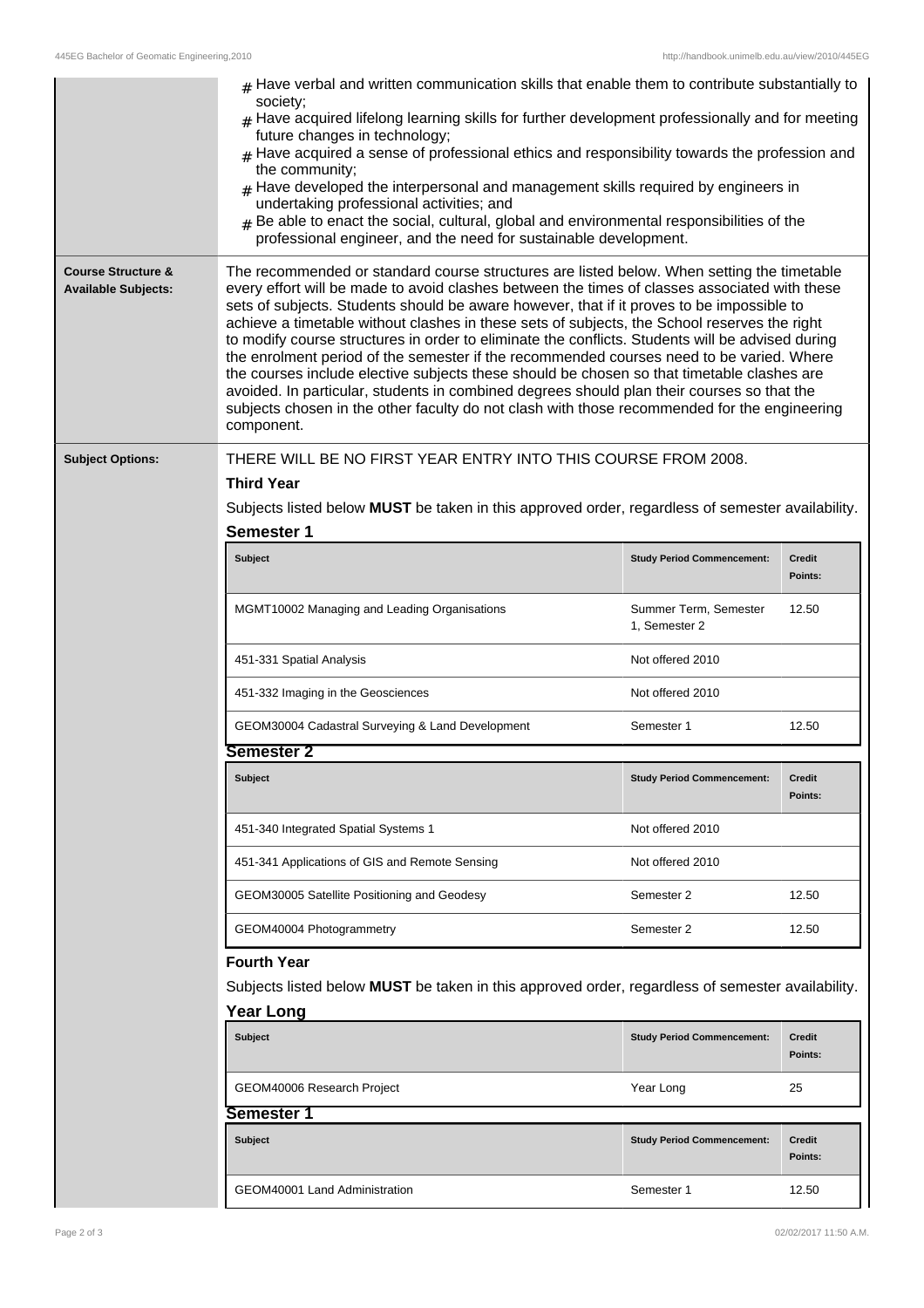- Have verbal and written communication skills that enable them to contribute substantially to society;
- Have acquired lifelong learning skills for further development professionally and for meeting future changes in technology;
- Have acquired a sense of professional ethics and responsibility towards the profession and the community;
- Have developed the interpersonal and management skills required by engineers in undertaking professional activities; and
- Be able to enact the social, cultural, global and environmental responsibilities of the professional engineer, and the need for sustainable development.

**Course Structure & Available Subjects:**

The recommended or standard course structures are listed below. When setting the timetable every effort will be made to avoid clashes between the times of classes associated with these sets of subjects. Students should be aware however, that if it proves to be impossible to achieve a timetable without clashes in these sets of subjects, the School reserves the right to modify course structures in order to eliminate the conflicts. Students will be advised during the enrolment period of the semester if the recommended courses need to be varied. Where the courses include elective subjects these should be chosen so that timetable clashes are avoided. In particular, students in combined degrees should plan their courses so that the subjects chosen in the other faculty do not clash with those recommended for the engineering component.

**Subject Options:**

THERE WILL BE NO FIRST YEAR ENTRY INTO THIS COURSE FROM 2008.

### Third Year

Subjects listed below **MUST** be taken in this approved order, regardless of semester availability.

#### Semester 1

| Subject | Study Period Commencement: | Credit Points: |
|---|---|---|
| MGMT10002 Managing and Leading Organisations | Summer Term, Semester 1, Semester 2 | 12.50 |
| 451-331 Spatial Analysis | Not offered 2010 | |
| 451-332 Imaging in the Geosciences | Not offered 2010 | |
| GEOM30004 Cadastral Surveying & Land Development | Semester 1 | 12.50 |

#### Semester 2

| Subject | Study Period Commencement: | Credit Points: |
|---|---|---|
| 451-340 Integrated Spatial Systems 1 | Not offered 2010 | |
| 451-341 Applications of GIS and Remote Sensing | Not offered 2010 | |
| GEOM30005 Satellite Positioning and Geodesy | Semester 2 | 12.50 |
| GEOM40004 Photogrammetry | Semester 2 | 12.50 |

### Fourth Year

Subjects listed below **MUST** be taken in this approved order, regardless of semester availability.

#### Year Long

| Subject | Study Period Commencement: | Credit Points: |
|---|---|---|
| GEOM40006 Research Project | Year Long | 25 |

#### Semester 1

| Subject | Study Period Commencement: | Credit Points: |
|---|---|---|
| GEOM40001 Land Administration | Semester 1 | 12.50 |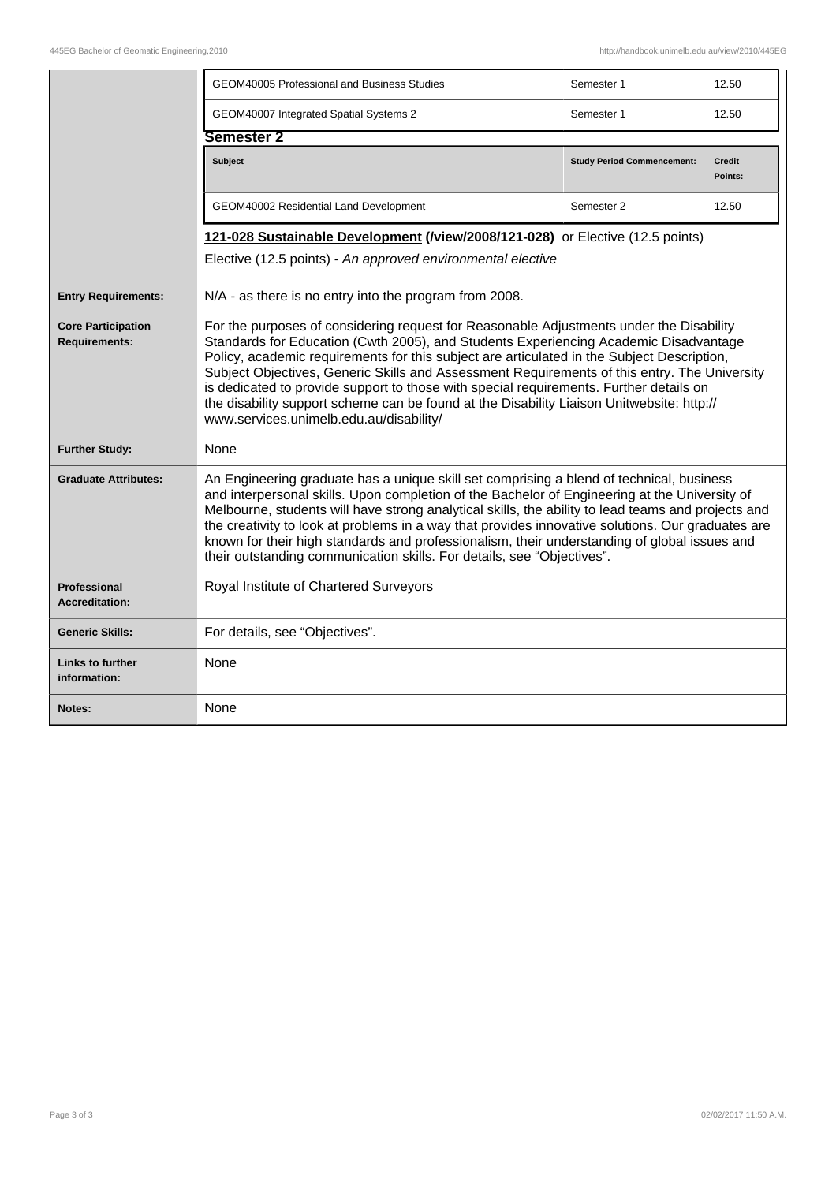| | | | |
|---|---|---|---|
| | GEOM40005 Professional and Business Studies | Semester 1 | 12.50 |
| | GEOM40007 Integrated Spatial Systems 2 | Semester 1 | 12.50 |

**Semester 2**

| Subject | Study Period Commencement: | Credit Points: |
|---|---|---|
| GEOM40002 Residential Land Development | Semester 2 | 12.50 |

**121-028 Sustainable Development (/view/2008/121-028)** or Elective (12.5 points)

Elective (12.5 points) - *An approved environmental elective*

| | |
|---|---|
| **Entry Requirements:** | N/A - as there is no entry into the program from 2008. |
| **Core Participation Requirements:** | For the purposes of considering request for Reasonable Adjustments under the Disability Standards for Education (Cwth 2005), and Students Experiencing Academic Disadvantage Policy, academic requirements for this subject are articulated in the Subject Description, Subject Objectives, Generic Skills and Assessment Requirements of this entry. The University is dedicated to provide support to those with special requirements. Further details on the disability support scheme can be found at the Disability Liaison Unitwebsite: http://www.services.unimelb.edu.au/disability/ |
| **Further Study:** | None |
| **Graduate Attributes:** | An Engineering graduate has a unique skill set comprising a blend of technical, business and interpersonal skills. Upon completion of the Bachelor of Engineering at the University of Melbourne, students will have strong analytical skills, the ability to lead teams and projects and the creativity to look at problems in a way that provides innovative solutions. Our graduates are known for their high standards and professionalism, their understanding of global issues and their outstanding communication skills. For details, see "Objectives". |
| **Professional Accreditation:** | Royal Institute of Chartered Surveyors |
| **Generic Skills:** | For details, see "Objectives". |
| **Links to further information:** | None |
| **Notes:** | None |